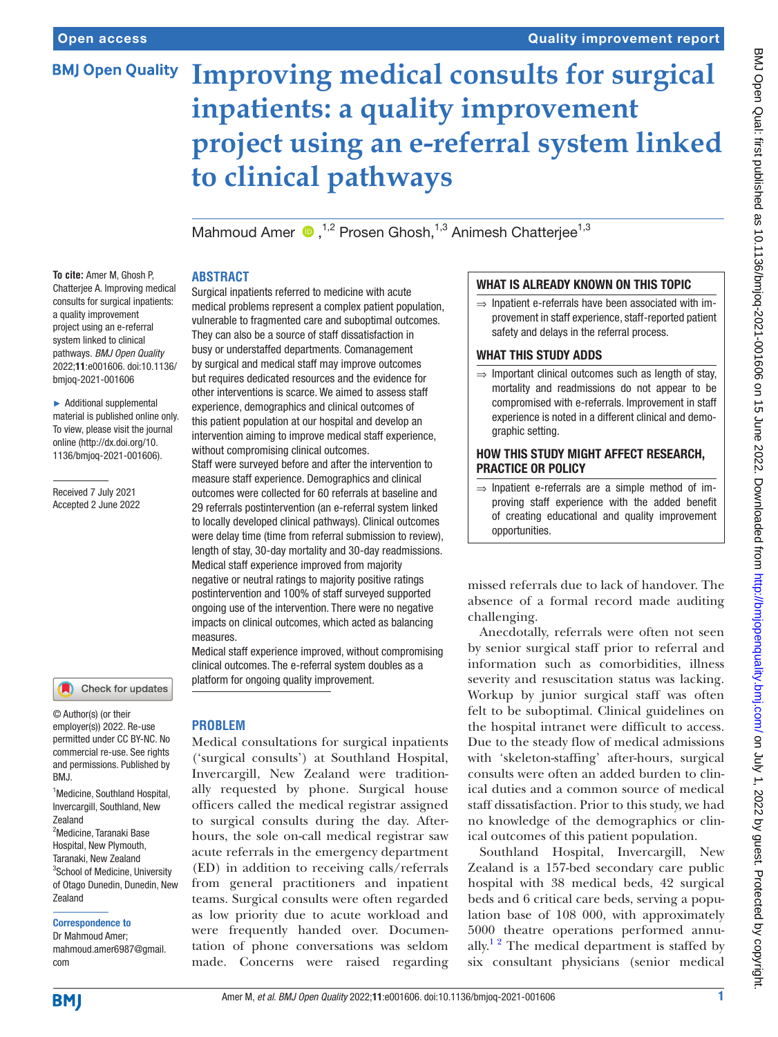# Improving medical consults for surgical inpatients: a quality improvement project using an e-referral system linked to clinical pathways

Mahmoud Amer [1,2], Prosen Ghosh [1,3], Animesh Chatterjee [1,3]

**To cite:** Amer M, Ghosh P, Chatterjee A. Improving medical consults for surgical inpatients: a quality improvement project using an e-referral system linked to clinical pathways. *BMJ Open Quality* 2022;**11**:e001606. doi:10.1136/bmjoq-2021-001606

► Additional supplemental material is published online only. To view, please visit the journal online (http://dx.doi.org/10.1136/bmjoq-2021-001606).

Received 7 July 2021
Accepted 2 June 2022

© Author(s) (or their employer(s)) 2022. Re-use permitted under CC BY-NC. No commercial re-use. See rights and permissions. Published by BMJ.

[1]Medicine, Southland Hospital, Invercargill, Southland, New Zealand
[2]Medicine, Taranaki Base Hospital, New Plymouth, Taranaki, New Zealand
[3]School of Medicine, University of Otago Dunedin, Dunedin, New Zealand

**Correspondence to**
Dr Mahmoud Amer; mahmoud.amer6987@gmail.com

## ABSTRACT

Surgical inpatients referred to medicine with acute medical problems represent a complex patient population, vulnerable to fragmented care and suboptimal outcomes. They can also be a source of staff dissatisfaction in busy or understaffed departments. Comanagement by surgical and medical staff may improve outcomes but requires dedicated resources and the evidence for other interventions is scarce. We aimed to assess staff experience, demographics and clinical outcomes of this patient population at our hospital and develop an intervention aiming to improve medical staff experience, without compromising clinical outcomes.

Staff were surveyed before and after the intervention to measure staff experience. Demographics and clinical outcomes were collected for 60 referrals at baseline and 29 referrals postintervention (an e-referral system linked to locally developed clinical pathways). Clinical outcomes were delay time (time from referral submission to review), length of stay, 30-day mortality and 30-day readmissions. Medical staff experience improved from majority negative or neutral ratings to majority positive ratings postintervention and 100% of staff surveyed supported ongoing use of the intervention. There were no negative impacts on clinical outcomes, which acted as balancing measures.

Medical staff experience improved, without compromising clinical outcomes. The e-referral system doubles as a platform for ongoing quality improvement.

### WHAT IS ALREADY KNOWN ON THIS TOPIC

⇒ Inpatient e-referrals have been associated with improvement in staff experience, staff-reported patient safety and delays in the referral process.

### WHAT THIS STUDY ADDS

⇒ Important clinical outcomes such as length of stay, mortality and readmissions do not appear to be compromised with e-referrals. Improvement in staff experience is noted in a different clinical and demographic setting.

### HOW THIS STUDY MIGHT AFFECT RESEARCH, PRACTICE OR POLICY

⇒ Inpatient e-referrals are a simple method of improving staff experience with the added benefit of creating educational and quality improvement opportunities.

## PROBLEM

Medical consultations for surgical inpatients ('surgical consults') at Southland Hospital, Invercargill, New Zealand were traditionally requested by phone. Surgical house officers called the medical registrar assigned to surgical consults during the day. After-hours, the sole on-call medical registrar saw acute referrals in the emergency department (ED) in addition to receiving calls/referrals from general practitioners and inpatient teams. Surgical consults were often regarded as low priority due to acute workload and were frequently handed over. Documentation of phone conversations was seldom made. Concerns were raised regarding missed referrals due to lack of handover. The absence of a formal record made auditing challenging.

Anecdotally, referrals were often not seen by senior surgical staff prior to referral and information such as comorbidities, illness severity and resuscitation status was lacking. Workup by junior surgical staff was often felt to be suboptimal. Clinical guidelines on the hospital intranet were difficult to access. Due to the steady flow of medical admissions with 'skeleton-staffing' after-hours, surgical consults were often an added burden to clinical duties and a common source of medical staff dissatisfaction. Prior to this study, we had no knowledge of the demographics or clinical outcomes of this patient population.

Southland Hospital, Invercargill, New Zealand is a 157-bed secondary care public hospital with 38 medical beds, 42 surgical beds and 6 critical care beds, serving a population base of 108 000, with approximately 5000 theatre operations performed annually.[1 2] The medical department is staffed by six consultant physicians (senior medical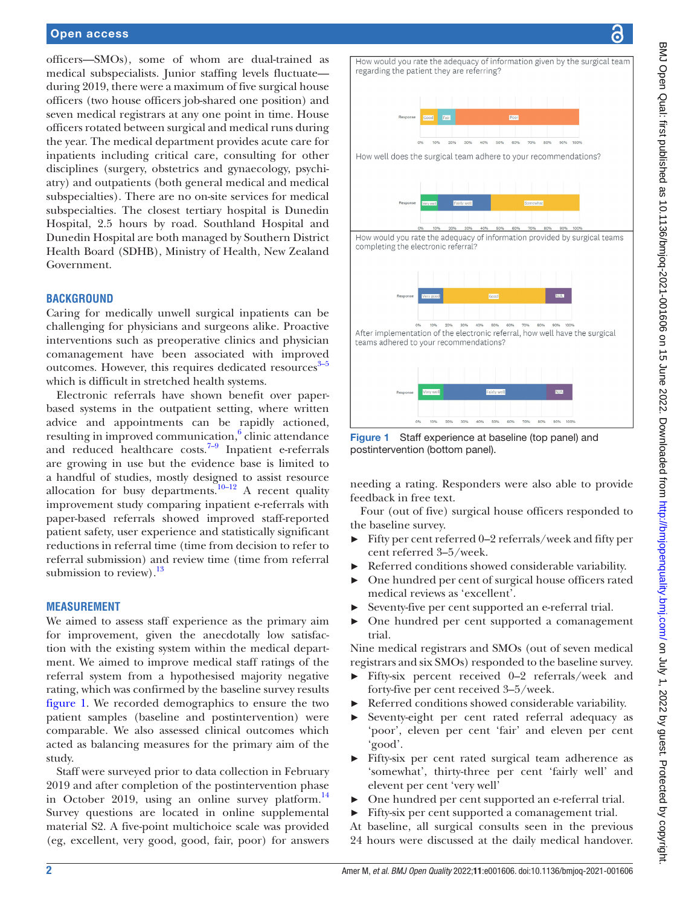officers—SMOs), some of whom are dual-trained as medical subspecialists. Junior staffing levels fluctuate—during 2019, there were a maximum of five surgical house officers (two house officers job-shared one position) and seven medical registrars at any one point in time. House officers rotated between surgical and medical runs during the year. The medical department provides acute care for inpatients including critical care, consulting for other disciplines (surgery, obstetrics and gynaecology, psychiatry) and outpatients (both general medical and medical subspecialties). There are no on-site services for medical subspecialties. The closest tertiary hospital is Dunedin Hospital, 2.5 hours by road. Southland Hospital and Dunedin Hospital are both managed by Southern District Health Board (SDHB), Ministry of Health, New Zealand Government.

## BACKGROUND

Caring for medically unwell surgical inpatients can be challenging for physicians and surgeons alike. Proactive interventions such as preoperative clinics and physician comanagement have been associated with improved outcomes. However, this requires dedicated resources[3–5] which is difficult in stretched health systems.

Electronic referrals have shown benefit over paper-based systems in the outpatient setting, where written advice and appointments can be rapidly actioned, resulting in improved communication,[6] clinic attendance and reduced healthcare costs.[7–9] Inpatient e-referrals are growing in use but the evidence base is limited to a handful of studies, mostly designed to assist resource allocation for busy departments.[10–12] A recent quality improvement study comparing inpatient e-referrals with paper-based referrals showed improved staff-reported patient safety, user experience and statistically significant reductions in referral time (time from decision to refer to referral submission) and review time (time from referral submission to review).[13]

## MEASUREMENT

We aimed to assess staff experience as the primary aim for improvement, given the anecdotally low satisfaction with the existing system within the medical department. We aimed to improve medical staff ratings of the referral system from a hypothesised majority negative rating, which was confirmed by the baseline survey results figure 1. We recorded demographics to ensure the two patient samples (baseline and postintervention) were comparable. We also assessed clinical outcomes which acted as balancing measures for the primary aim of the study.

Staff were surveyed prior to data collection in February 2019 and after completion of the postintervention phase in October 2019, using an online survey platform.[14] Survey questions are located in online supplemental material S2. A five-point multichoice scale was provided (eg, excellent, very good, good, fair, poor) for answers needing a rating. Responders were also able to provide feedback in free text.

**Figure 1** Staff experience at baseline (top panel) and postintervention (bottom panel).

Four (out of five) surgical house officers responded to the baseline survey.

- Fifty per cent referred 0–2 referrals/week and fifty per cent referred 3–5/week.
- Referred conditions showed considerable variability.
- One hundred per cent of surgical house officers rated medical reviews as 'excellent'.
- Seventy-five per cent supported an e-referral trial.
- One hundred per cent supported a comanagement trial.

Nine medical registrars and SMOs (out of seven medical registrars and six SMOs) responded to the baseline survey.

- Fifty-six percent received 0–2 referrals/week and forty-five per cent received 3–5/week.
- Referred conditions showed considerable variability.
- Seventy-eight per cent rated referral adequacy as 'poor', eleven per cent 'fair' and eleven per cent 'good'.
- Fifty-six per cent rated surgical team adherence as 'somewhat', thirty-three per cent 'fairly well' and elevent per cent 'very well'
- One hundred per cent supported an e-referral trial.
- Fifty-six per cent supported a comanagement trial.

At baseline, all surgical consults seen in the previous 24 hours were discussed at the daily medical handover.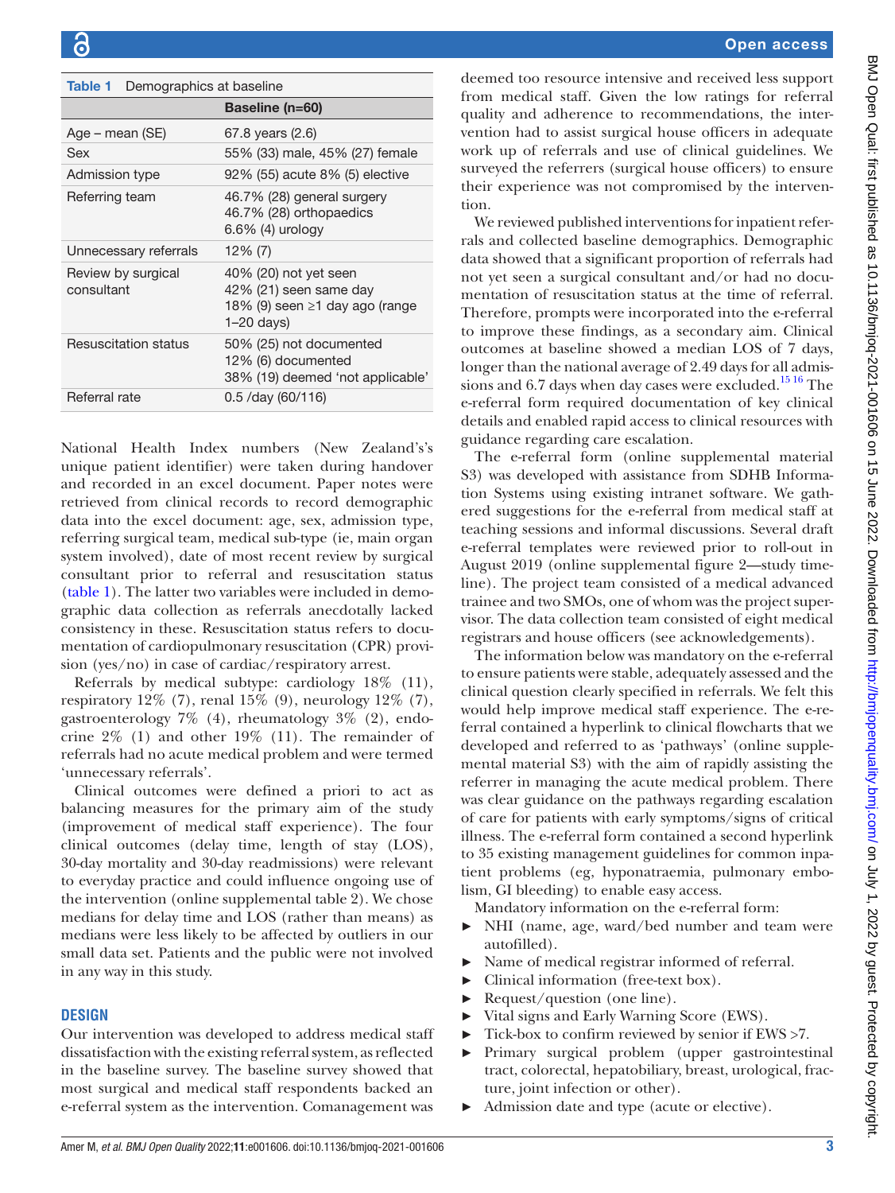**Table 1** Demographics at baseline

| | Baseline (n=60) |
|---|---|
| Age – mean (SE) | 67.8 years (2.6) |
| Sex | 55% (33) male, 45% (27) female |
| Admission type | 92% (55) acute 8% (5) elective |
| Referring team | 46.7% (28) general surgery<br>46.7% (28) orthopaedics<br>6.6% (4) urology |
| Unnecessary referrals | 12% (7) |
| Review by surgical consultant | 40% (20) not yet seen<br>42% (21) seen same day<br>18% (9) seen ≥1 day ago (range 1–20 days) |
| Resuscitation status | 50% (25) not documented<br>12% (6) documented<br>38% (19) deemed 'not applicable' |
| Referral rate | 0.5 /day (60/116) |

National Health Index numbers (New Zealand's's unique patient identifier) were taken during handover and recorded in an excel document. Paper notes were retrieved from clinical records to record demographic data into the excel document: age, sex, admission type, referring surgical team, medical sub-type (ie, main organ system involved), date of most recent review by surgical consultant prior to referral and resuscitation status (table 1). The latter two variables were included in demographic data collection as referrals anecdotally lacked consistency in these. Resuscitation status refers to documentation of cardiopulmonary resuscitation (CPR) provision (yes/no) in case of cardiac/respiratory arrest.

Referrals by medical subtype: cardiology 18% (11), respiratory 12% (7), renal 15% (9), neurology 12% (7), gastroenterology 7% (4), rheumatology 3% (2), endocrine 2% (1) and other 19% (11). The remainder of referrals had no acute medical problem and were termed 'unnecessary referrals'.

Clinical outcomes were defined a priori to act as balancing measures for the primary aim of the study (improvement of medical staff experience). The four clinical outcomes (delay time, length of stay (LOS), 30-day mortality and 30-day readmissions) were relevant to everyday practice and could influence ongoing use of the intervention (online supplemental table 2). We chose medians for delay time and LOS (rather than means) as medians were less likely to be affected by outliers in our small data set. Patients and the public were not involved in any way in this study.

## DESIGN

Our intervention was developed to address medical staff dissatisfaction with the existing referral system, as reflected in the baseline survey. The baseline survey showed that most surgical and medical staff respondents backed an e-referral system as the intervention. Comanagement was deemed too resource intensive and received less support from medical staff. Given the low ratings for referral quality and adherence to recommendations, the intervention had to assist surgical house officers in adequate work up of referrals and use of clinical guidelines. We surveyed the referrers (surgical house officers) to ensure their experience was not compromised by the intervention.

We reviewed published interventions for inpatient referrals and collected baseline demographics. Demographic data showed that a significant proportion of referrals had not yet seen a surgical consultant and/or had no documentation of resuscitation status at the time of referral. Therefore, prompts were incorporated into the e-referral to improve these findings, as a secondary aim. Clinical outcomes at baseline showed a median LOS of 7 days, longer than the national average of 2.49 days for all admissions and 6.7 days when day cases were excluded.[15,16] The e-referral form required documentation of key clinical details and enabled rapid access to clinical resources with guidance regarding care escalation.

The e-referral form (online supplemental material S3) was developed with assistance from SDHB Information Systems using existing intranet software. We gathered suggestions for the e-referral from medical staff at teaching sessions and informal discussions. Several draft e-referral templates were reviewed prior to roll-out in August 2019 (online supplemental figure 2—study timeline). The project team consisted of a medical advanced trainee and two SMOs, one of whom was the project supervisor. The data collection team consisted of eight medical registrars and house officers (see acknowledgements).

The information below was mandatory on the e-referral to ensure patients were stable, adequately assessed and the clinical question clearly specified in referrals. We felt this would help improve medical staff experience. The e-referral contained a hyperlink to clinical flowcharts that we developed and referred to as 'pathways' (online supplemental material S3) with the aim of rapidly assisting the referrer in managing the acute medical problem. There was clear guidance on the pathways regarding escalation of care for patients with early symptoms/signs of critical illness. The e-referral form contained a second hyperlink to 35 existing management guidelines for common inpatient problems (eg, hyponatraemia, pulmonary embolism, GI bleeding) to enable easy access.

Mandatory information on the e-referral form:

- NHI (name, age, ward/bed number and team were autofilled).
- Name of medical registrar informed of referral.
- Clinical information (free-text box).
- Request/question (one line).
- Vital signs and Early Warning Score (EWS).
- Tick-box to confirm reviewed by senior if EWS >7.
- Primary surgical problem (upper gastrointestinal tract, colorectal, hepatobiliary, breast, urological, fracture, joint infection or other).
- Admission date and type (acute or elective).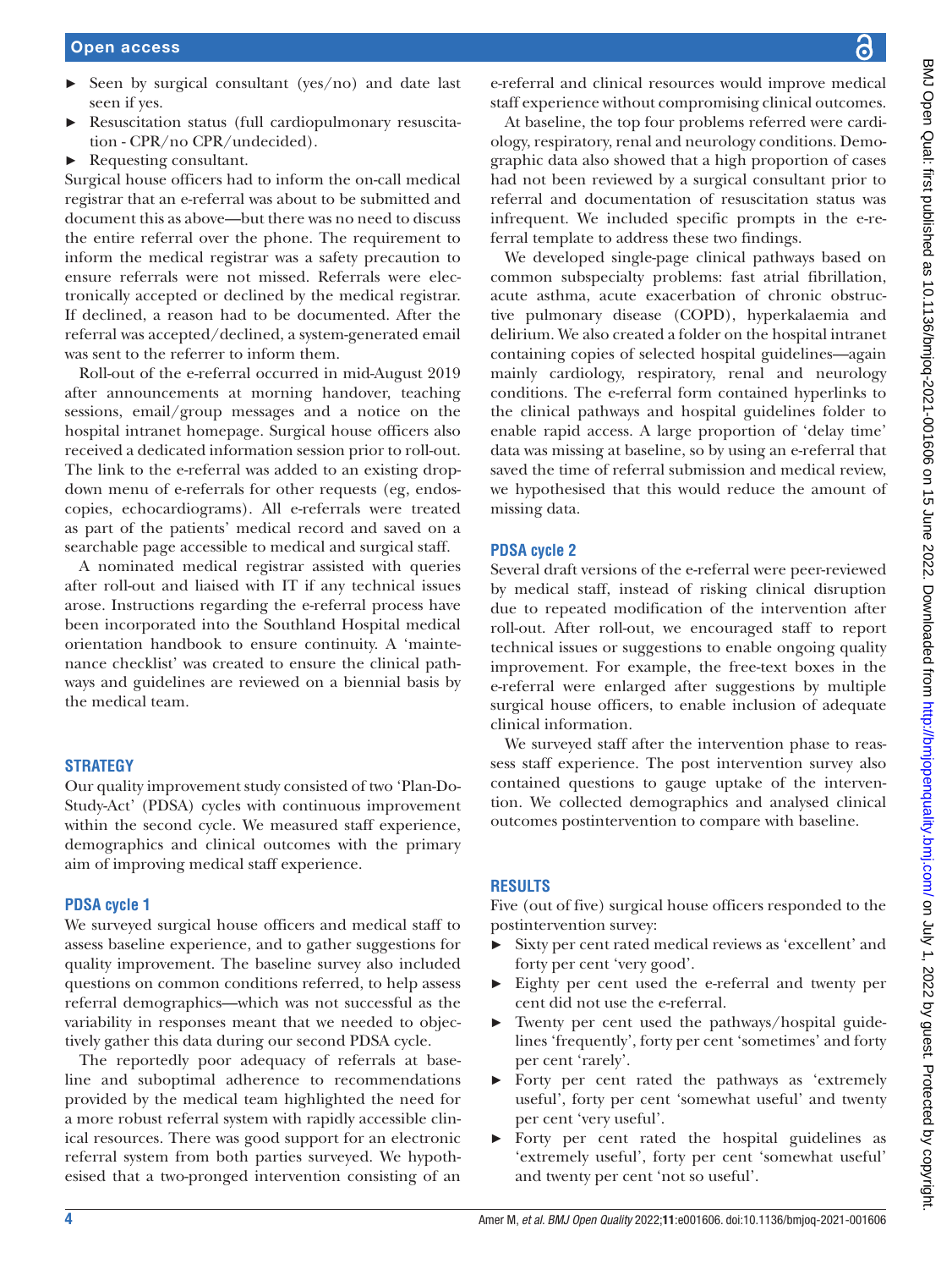- Seen by surgical consultant (yes/no) and date last seen if yes.
- Resuscitation status (full cardiopulmonary resuscitation - CPR/no CPR/undecided).
- Requesting consultant.

Surgical house officers had to inform the on-call medical registrar that an e-referral was about to be submitted and document this as above—but there was no need to discuss the entire referral over the phone. The requirement to inform the medical registrar was a safety precaution to ensure referrals were not missed. Referrals were electronically accepted or declined by the medical registrar. If declined, a reason had to be documented. After the referral was accepted/declined, a system-generated email was sent to the referrer to inform them.

Roll-out of the e-referral occurred in mid-August 2019 after announcements at morning handover, teaching sessions, email/group messages and a notice on the hospital intranet homepage. Surgical house officers also received a dedicated information session prior to roll-out. The link to the e-referral was added to an existing drop-down menu of e-referrals for other requests (eg, endoscopies, echocardiograms). All e-referrals were treated as part of the patients' medical record and saved on a searchable page accessible to medical and surgical staff.

A nominated medical registrar assisted with queries after roll-out and liaised with IT if any technical issues arose. Instructions regarding the e-referral process have been incorporated into the Southland Hospital medical orientation handbook to ensure continuity. A 'maintenance checklist' was created to ensure the clinical pathways and guidelines are reviewed on a biennial basis by the medical team.

## STRATEGY

Our quality improvement study consisted of two 'Plan-Do-Study-Act' (PDSA) cycles with continuous improvement within the second cycle. We measured staff experience, demographics and clinical outcomes with the primary aim of improving medical staff experience.

### PDSA cycle 1

We surveyed surgical house officers and medical staff to assess baseline experience, and to gather suggestions for quality improvement. The baseline survey also included questions on common conditions referred, to help assess referral demographics—which was not successful as the variability in responses meant that we needed to objectively gather this data during our second PDSA cycle.

The reportedly poor adequacy of referrals at baseline and suboptimal adherence to recommendations provided by the medical team highlighted the need for a more robust referral system with rapidly accessible clinical resources. There was good support for an electronic referral system from both parties surveyed. We hypothesised that a two-pronged intervention consisting of an e-referral and clinical resources would improve medical staff experience without compromising clinical outcomes.

At baseline, the top four problems referred were cardiology, respiratory, renal and neurology conditions. Demographic data also showed that a high proportion of cases had not been reviewed by a surgical consultant prior to referral and documentation of resuscitation status was infrequent. We included specific prompts in the e-referral template to address these two findings.

We developed single-page clinical pathways based on common subspecialty problems: fast atrial fibrillation, acute asthma, acute exacerbation of chronic obstructive pulmonary disease (COPD), hyperkalaemia and delirium. We also created a folder on the hospital intranet containing copies of selected hospital guidelines—again mainly cardiology, respiratory, renal and neurology conditions. The e-referral form contained hyperlinks to the clinical pathways and hospital guidelines folder to enable rapid access. A large proportion of 'delay time' data was missing at baseline, so by using an e-referral that saved the time of referral submission and medical review, we hypothesised that this would reduce the amount of missing data.

### PDSA cycle 2

Several draft versions of the e-referral were peer-reviewed by medical staff, instead of risking clinical disruption due to repeated modification of the intervention after roll-out. After roll-out, we encouraged staff to report technical issues or suggestions to enable ongoing quality improvement. For example, the free-text boxes in the e-referral were enlarged after suggestions by multiple surgical house officers, to enable inclusion of adequate clinical information.

We surveyed staff after the intervention phase to reassess staff experience. The post intervention survey also contained questions to gauge uptake of the intervention. We collected demographics and analysed clinical outcomes postintervention to compare with baseline.

## RESULTS

Five (out of five) surgical house officers responded to the postintervention survey:

- Sixty per cent rated medical reviews as 'excellent' and forty per cent 'very good'.
- Eighty per cent used the e-referral and twenty per cent did not use the e-referral.
- Twenty per cent used the pathways/hospital guidelines 'frequently', forty per cent 'sometimes' and forty per cent 'rarely'.
- Forty per cent rated the pathways as 'extremely useful', forty per cent 'somewhat useful' and twenty per cent 'very useful'.
- Forty per cent rated the hospital guidelines as 'extremely useful', forty per cent 'somewhat useful' and twenty per cent 'not so useful'.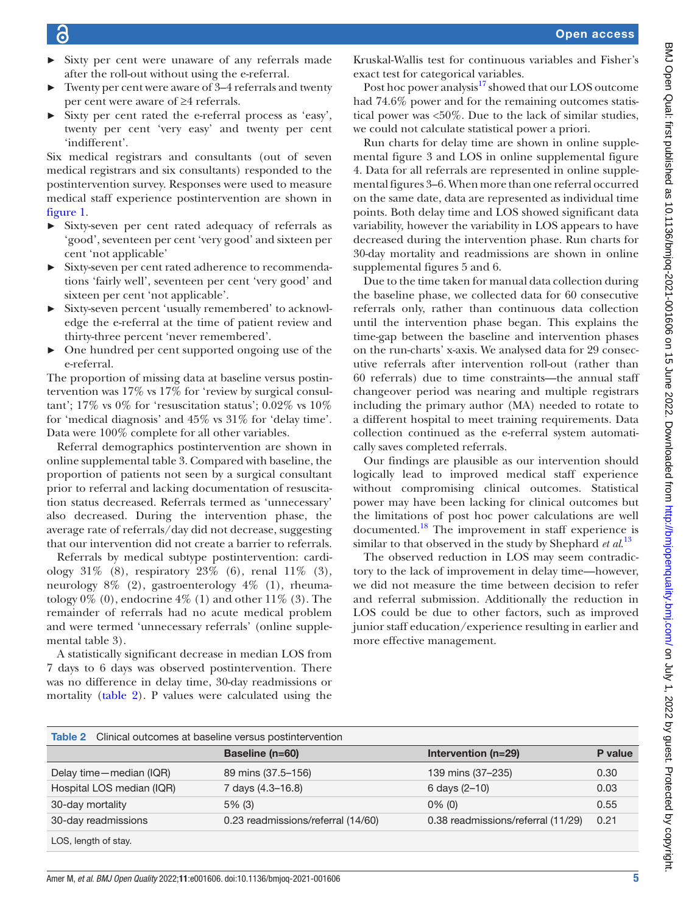- Sixty per cent were unaware of any referrals made after the roll-out without using the e-referral.
- Twenty per cent were aware of 3–4 referrals and twenty per cent were aware of ≥4 referrals.
- Sixty per cent rated the e-referral process as 'easy', twenty per cent 'very easy' and twenty per cent 'indifferent'.

Six medical registrars and consultants (out of seven medical registrars and six consultants) responded to the postintervention survey. Responses were used to measure medical staff experience postintervention are shown in figure 1.

- Sixty-seven per cent rated adequacy of referrals as 'good', seventeen per cent 'very good' and sixteen per cent 'not applicable'
- Sixty-seven per cent rated adherence to recommendations 'fairly well', seventeen per cent 'very good' and sixteen per cent 'not applicable'.
- Sixty-seven percent 'usually remembered' to acknowledge the e-referral at the time of patient review and thirty-three percent 'never remembered'.
- One hundred per cent supported ongoing use of the e-referral.

The proportion of missing data at baseline versus postintervention was 17% vs 17% for 'review by surgical consultant'; 17% vs 0% for 'resuscitation status'; 0.02% vs 10% for 'medical diagnosis' and 45% vs 31% for 'delay time'. Data were 100% complete for all other variables.

Referral demographics postintervention are shown in online supplemental table 3. Compared with baseline, the proportion of patients not seen by a surgical consultant prior to referral and lacking documentation of resuscitation status decreased. Referrals termed as 'unnecessary' also decreased. During the intervention phase, the average rate of referrals/day did not decrease, suggesting that our intervention did not create a barrier to referrals.

Referrals by medical subtype postintervention: cardiology 31% (8), respiratory 23% (6), renal 11% (3), neurology 8% (2), gastroenterology 4% (1), rheumatology 0% (0), endocrine 4% (1) and other 11% (3). The remainder of referrals had no acute medical problem and were termed 'unnecessary referrals' (online supplemental table 3).

A statistically significant decrease in median LOS from 7 days to 6 days was observed postintervention. There was no difference in delay time, 30-day readmissions or mortality (table 2). P values were calculated using the Kruskal-Wallis test for continuous variables and Fisher's exact test for categorical variables.

Post hoc power analysis[17] showed that our LOS outcome had 74.6% power and for the remaining outcomes statistical power was <50%. Due to the lack of similar studies, we could not calculate statistical power a priori.

Run charts for delay time are shown in online supplemental figure 3 and LOS in online supplemental figure 4. Data for all referrals are represented in online supplemental figures 3–6. When more than one referral occurred on the same date, data are represented as individual time points. Both delay time and LOS showed significant data variability, however the variability in LOS appears to have decreased during the intervention phase. Run charts for 30-day mortality and readmissions are shown in online supplemental figures 5 and 6.

Due to the time taken for manual data collection during the baseline phase, we collected data for 60 consecutive referrals only, rather than continuous data collection until the intervention phase began. This explains the time-gap between the baseline and intervention phases on the run-charts' x-axis. We analysed data for 29 consecutive referrals after intervention roll-out (rather than 60 referrals) due to time constraints—the annual staff changeover period was nearing and multiple registrars including the primary author (MA) needed to rotate to a different hospital to meet training requirements. Data collection continued as the e-referral system automatically saves completed referrals.

Our findings are plausible as our intervention should logically lead to improved medical staff experience without compromising clinical outcomes. Statistical power may have been lacking for clinical outcomes but the limitations of post hoc power calculations are well documented.[18] The improvement in staff experience is similar to that observed in the study by Shephard *et al*.[13]

The observed reduction in LOS may seem contradictory to the lack of improvement in delay time—however, we did not measure the time between decision to refer and referral submission. Additionally the reduction in LOS could be due to other factors, such as improved junior staff education/experience resulting in earlier and more effective management.

**Table 2** Clinical outcomes at baseline versus postintervention

| | Baseline (n=60) | Intervention (n=29) | P value |
|---|---|---|---|
| Delay time—median (IQR) | 89 mins (37.5–156) | 139 mins (37–235) | 0.30 |
| Hospital LOS median (IQR) | 7 days (4.3–16.8) | 6 days (2–10) | 0.03 |
| 30-day mortality | 5% (3) | 0% (0) | 0.55 |
| 30-day readmissions | 0.23 readmissions/referral (14/60) | 0.38 readmissions/referral (11/29) | 0.21 |

LOS, length of stay.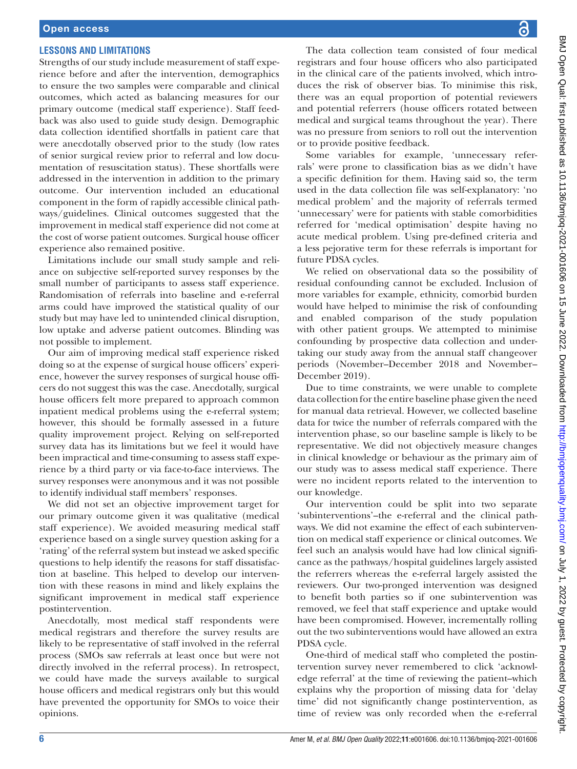## LESSONS AND LIMITATIONS

Strengths of our study include measurement of staff experience before and after the intervention, demographics to ensure the two samples were comparable and clinical outcomes, which acted as balancing measures for our primary outcome (medical staff experience). Staff feedback was also used to guide study design. Demographic data collection identified shortfalls in patient care that were anecdotally observed prior to the study (low rates of senior surgical review prior to referral and low documentation of resuscitation status). These shortfalls were addressed in the intervention in addition to the primary outcome. Our intervention included an educational component in the form of rapidly accessible clinical pathways/guidelines. Clinical outcomes suggested that the improvement in medical staff experience did not come at the cost of worse patient outcomes. Surgical house officer experience also remained positive.

Limitations include our small study sample and reliance on subjective self-reported survey responses by the small number of participants to assess staff experience. Randomisation of referrals into baseline and e-referral arms could have improved the statistical quality of our study but may have led to unintended clinical disruption, low uptake and adverse patient outcomes. Blinding was not possible to implement.

Our aim of improving medical staff experience risked doing so at the expense of surgical house officers' experience, however the survey responses of surgical house officers do not suggest this was the case. Anecdotally, surgical house officers felt more prepared to approach common inpatient medical problems using the e-referral system; however, this should be formally assessed in a future quality improvement project. Relying on self-reported survey data has its limitations but we feel it would have been impractical and time-consuming to assess staff experience by a third party or via face-to-face interviews. The survey responses were anonymous and it was not possible to identify individual staff members' responses.

We did not set an objective improvement target for our primary outcome given it was qualitative (medical staff experience). We avoided measuring medical staff experience based on a single survey question asking for a 'rating' of the referral system but instead we asked specific questions to help identify the reasons for staff dissatisfaction at baseline. This helped to develop our intervention with these reasons in mind and likely explains the significant improvement in medical staff experience postintervention.

Anecdotally, most medical staff respondents were medical registrars and therefore the survey results are likely to be representative of staff involved in the referral process (SMOs saw referrals at least once but were not directly involved in the referral process). In retrospect, we could have made the surveys available to surgical house officers and medical registrars only but this would have prevented the opportunity for SMOs to voice their opinions.

The data collection team consisted of four medical registrars and four house officers who also participated in the clinical care of the patients involved, which introduces the risk of observer bias. To minimise this risk, there was an equal proportion of potential reviewers and potential referrers (house officers rotated between medical and surgical teams throughout the year). There was no pressure from seniors to roll out the intervention or to provide positive feedback.

Some variables for example, 'unnecessary referrals' were prone to classification bias as we didn't have a specific definition for them. Having said so, the term used in the data collection file was self-explanatory: 'no medical problem' and the majority of referrals termed 'unnecessary' were for patients with stable comorbidities referred for 'medical optimisation' despite having no acute medical problem. Using pre-defined criteria and a less pejorative term for these referrals is important for future PDSA cycles.

We relied on observational data so the possibility of residual confounding cannot be excluded. Inclusion of more variables for example, ethnicity, comorbid burden would have helped to minimise the risk of confounding and enabled comparison of the study population with other patient groups. We attempted to minimise confounding by prospective data collection and undertaking our study away from the annual staff changeover periods (November–December 2018 and November–December 2019).

Due to time constraints, we were unable to complete data collection for the entire baseline phase given the need for manual data retrieval. However, we collected baseline data for twice the number of referrals compared with the intervention phase, so our baseline sample is likely to be representative. We did not objectively measure changes in clinical knowledge or behaviour as the primary aim of our study was to assess medical staff experience. There were no incident reports related to the intervention to our knowledge.

Our intervention could be split into two separate 'subinterventions'–the e-referral and the clinical pathways. We did not examine the effect of each subintervention on medical staff experience or clinical outcomes. We feel such an analysis would have had low clinical significance as the pathways/hospital guidelines largely assisted the referrers whereas the e-referral largely assisted the reviewers. Our two-pronged intervention was designed to benefit both parties so if one subintervention was removed, we feel that staff experience and uptake would have been compromised. However, incrementally rolling out the two subinterventions would have allowed an extra PDSA cycle.

One-third of medical staff who completed the postintervention survey never remembered to click 'acknowledge referral' at the time of reviewing the patient–which explains why the proportion of missing data for 'delay time' did not significantly change postintervention, as time of review was only recorded when the e-referral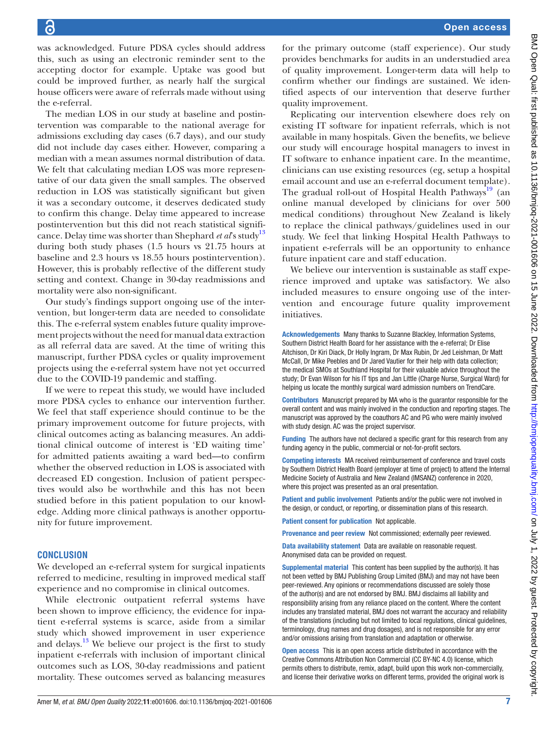was acknowledged. Future PDSA cycles should address this, such as using an electronic reminder sent to the accepting doctor for example. Uptake was good but could be improved further, as nearly half the surgical house officers were aware of referrals made without using the e-referral.

The median LOS in our study at baseline and postintervention was comparable to the national average for admissions excluding day cases (6.7 days), and our study did not include day cases either. However, comparing a median with a mean assumes normal distribution of data. We felt that calculating median LOS was more representative of our data given the small samples. The observed reduction in LOS was statistically significant but given it was a secondary outcome, it deserves dedicated study to confirm this change. Delay time appeared to increase postintervention but this did not reach statistical significance. Delay time was shorter than Shephard *et al*'s study[13] during both study phases (1.5 hours vs 21.75 hours at baseline and 2.3 hours vs 18.55 hours postintervention). However, this is probably reflective of the different study setting and context. Change in 30-day readmissions and mortality were also non-significant.

Our study's findings support ongoing use of the intervention, but longer-term data are needed to consolidate this. The e-referral system enables future quality improvement projects without the need for manual data extraction as all referral data are saved. At the time of writing this manuscript, further PDSA cycles or quality improvement projects using the e-referral system have not yet occurred due to the COVID-19 pandemic and staffing.

If we were to repeat this study, we would have included more PDSA cycles to enhance our intervention further. We feel that staff experience should continue to be the primary improvement outcome for future projects, with clinical outcomes acting as balancing measures. An additional clinical outcome of interest is 'ED waiting time' for admitted patients awaiting a ward bed—to confirm whether the observed reduction in LOS is associated with decreased ED congestion. Inclusion of patient perspectives would also be worthwhile and this has not been studied before in this patient population to our knowledge. Adding more clinical pathways is another opportunity for future improvement.

## CONCLUSION

We developed an e-referral system for surgical inpatients referred to medicine, resulting in improved medical staff experience and no compromise in clinical outcomes.

While electronic outpatient referral systems have been shown to improve efficiency, the evidence for inpatient e-referral systems is scarce, aside from a similar study which showed improvement in user experience and delays.[13] We believe our project is the first to study inpatient e-referrals with inclusion of important clinical outcomes such as LOS, 30-day readmissions and patient mortality. These outcomes served as balancing measures for the primary outcome (staff experience). Our study provides benchmarks for audits in an understudied area of quality improvement. Longer-term data will help to confirm whether our findings are sustained. We identified aspects of our intervention that deserve further quality improvement.

Replicating our intervention elsewhere does rely on existing IT software for inpatient referrals, which is not available in many hospitals. Given the benefits, we believe our study will encourage hospital managers to invest in IT software to enhance inpatient care. In the meantime, clinicians can use existing resources (eg, setup a hospital email account and use an e-referral document template). The gradual roll-out of Hospital Health Pathways[19] (an online manual developed by clinicians for over 500 medical conditions) throughout New Zealand is likely to replace the clinical pathways/guidelines used in our study. We feel that linking Hospital Health Pathways to inpatient e-referrals will be an opportunity to enhance future inpatient care and staff education.

We believe our intervention is sustainable as staff experience improved and uptake was satisfactory. We also included measures to ensure ongoing use of the intervention and encourage future quality improvement initiatives.

**Acknowledgements** Many thanks to Suzanne Blackley, Information Systems, Southern District Health Board for her assistance with the e-referral; Dr Elise Aitchison, Dr Kiri Diack, Dr Holly Ingram, Dr Max Rubin, Dr Jed Leishman, Dr Matt McCall, Dr Mike Peebles and Dr Jared Vautier for their help with data collection; the medical SMOs at Southland Hospital for their valuable advice throughout the study; Dr Evan Wilson for his IT tips and Jan Little (Charge Nurse, Surgical Ward) for helping us locate the monthly surgical ward admission numbers on TrendCare.

**Contributors** Manuscript prepared by MA who is the guarantor responsible for the overall content and was mainly involved in the conduction and reporting stages. The manuscript was approved by the coauthors AC and PG who were mainly involved with study design. AC was the project supervisor.

**Funding** The authors have not declared a specific grant for this research from any funding agency in the public, commercial or not-for-profit sectors.

**Competing interests** MA received reimbursement of conference and travel costs by Southern District Health Board (employer at time of project) to attend the Internal Medicine Society of Australia and New Zealand (IMSANZ) conference in 2020, where this project was presented as an oral presentation.

**Patient and public involvement** Patients and/or the public were not involved in the design, or conduct, or reporting, or dissemination plans of this research.

**Patient consent for publication** Not applicable.

**Provenance and peer review** Not commissioned; externally peer reviewed.

**Data availability statement** Data are available on reasonable request. Anonymised data can be provided on request.

**Supplemental material** This content has been supplied by the author(s). It has not been vetted by BMJ Publishing Group Limited (BMJ) and may not have been peer-reviewed. Any opinions or recommendations discussed are solely those of the author(s) and are not endorsed by BMJ. BMJ disclaims all liability and responsibility arising from any reliance placed on the content. Where the content includes any translated material, BMJ does not warrant the accuracy and reliability of the translations (including but not limited to local regulations, clinical guidelines, terminology, drug names and drug dosages), and is not responsible for any error and/or omissions arising from translation and adaptation or otherwise.

**Open access** This is an open access article distributed in accordance with the Creative Commons Attribution Non Commercial (CC BY-NC 4.0) license, which permits others to distribute, remix, adapt, build upon this work non-commercially, and license their derivative works on different terms, provided the original work is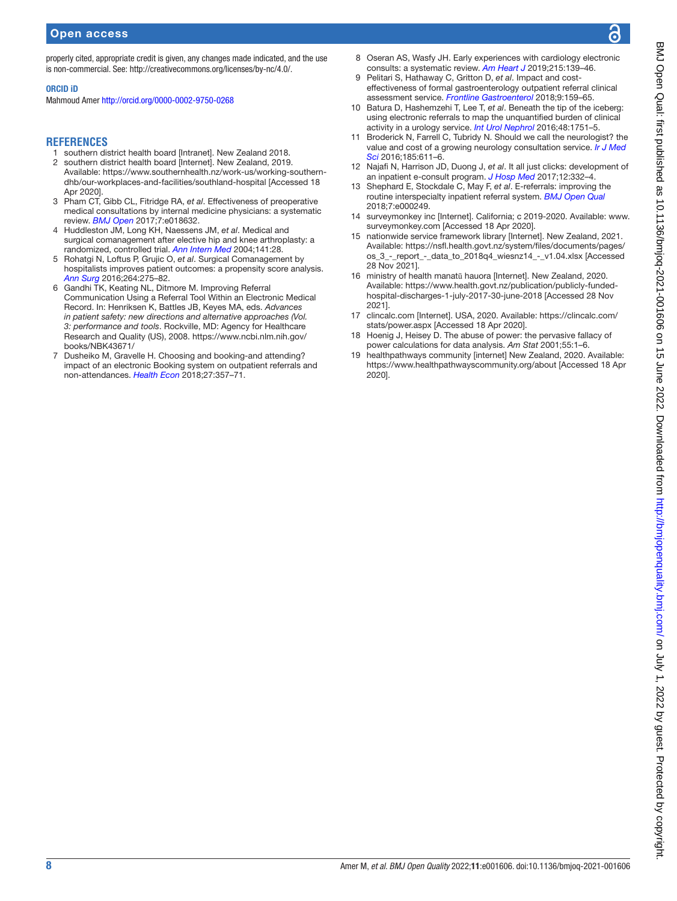properly cited, appropriate credit is given, any changes made indicated, and the use is non-commercial. See: http://creativecommons.org/licenses/by-nc/4.0/.

#### ORCID iD

Mahmoud Amer http://orcid.org/0000-0002-9750-0268

## REFERENCES

1. southern district health board [Intranet]. New Zealand 2018.
2. southern district health board [Internet]. New Zealand, 2019. Available: https://www.southernhealth.nz/work-us/working-southern-dhb/our-workplaces-and-facilities/southland-hospital [Accessed 18 Apr 2020].
3. Pham CT, Gibb CL, Fitridge RA, *et al*. Effectiveness of preoperative medical consultations by internal medicine physicians: a systematic review. *BMJ Open* 2017;7:e018632.
4. Huddleston JM, Long KH, Naessens JM, *et al*. Medical and surgical comanagement after elective hip and knee arthroplasty: a randomized, controlled trial. *Ann Intern Med* 2004;141:28.
5. Rohatgi N, Loftus P, Grujic O, *et al*. Surgical Comanagement by hospitalists improves patient outcomes: a propensity score analysis. *Ann Surg* 2016;264:275–82.
6. Gandhi TK, Keating NL, Ditmore M. Improving Referral Communication Using a Referral Tool Within an Electronic Medical Record. In: Henriksen K, Battles JB, Keyes MA, eds. *Advances in patient safety: new directions and alternative approaches (Vol. 3: performance and tools*. Rockville, MD: Agency for Healthcare Research and Quality (US), 2008. https://www.ncbi.nlm.nih.gov/books/NBK43671/
7. Dusheiko M, Gravelle H. Choosing and booking-and attending? impact of an electronic Booking system on outpatient referrals and non-attendances. *Health Econ* 2018;27:357–71.
8. Oseran AS, Wasfy JH. Early experiences with cardiology electronic consults: a systematic review. *Am Heart J* 2019;215:139–46.
9. Pelitari S, Hathaway C, Gritton D, *et al*. Impact and cost-effectiveness of formal gastroenterology outpatient referral clinical assessment service. *Frontline Gastroenterol* 2018;9:159–65.
10. Batura D, Hashemzehi T, Lee T, *et al*. Beneath the tip of the iceberg: using electronic referrals to map the unquantified burden of clinical activity in a urology service. *Int Urol Nephrol* 2016;48:1751–5.
11. Broderick N, Farrell C, Tubridy N. Should we call the neurologist? the value and cost of a growing neurology consultation service. *Ir J Med Sci* 2016;185:611–6.
12. Najafi N, Harrison JD, Duong J, *et al*. It all just clicks: development of an inpatient e-consult program. *J Hosp Med* 2017;12:332–4.
13. Shephard E, Stockdale C, May F, *et al*. E-referrals: improving the routine interspecialty inpatient referral system. *BMJ Open Qual* 2018;7:e000249.
14. surveymonkey inc [Internet]. California; c 2019-2020. Available: www.surveymonkey.com [Accessed 18 Apr 2020].
15. nationwide service framework library [Internet]. New Zealand, 2021. Available: https://nsfl.health.govt.nz/system/files/documents/pages/os_3_-_report_-_data_to_2018q4_wiesnz14_-_v1.04.xlsx [Accessed 28 Nov 2021].
16. ministry of health manatū hauora [Internet]. New Zealand, 2020. Available: https://www.health.govt.nz/publication/publicly-funded-hospital-discharges-1-july-2017-30-june-2018 [Accessed 28 Nov 2021].
17. clincalc.com [Internet]. USA, 2020. Available: https://clincalc.com/stats/power.aspx [Accessed 18 Apr 2020].
18. Hoenig J, Heisey D. The abuse of power: the pervasive fallacy of power calculations for data analysis. *Am Stat* 2001;55:1–6.
19. healthpathways community [internet] New Zealand, 2020. Available: https://www.healthpathwayscommunity.org/about [Accessed 18 Apr 2020].